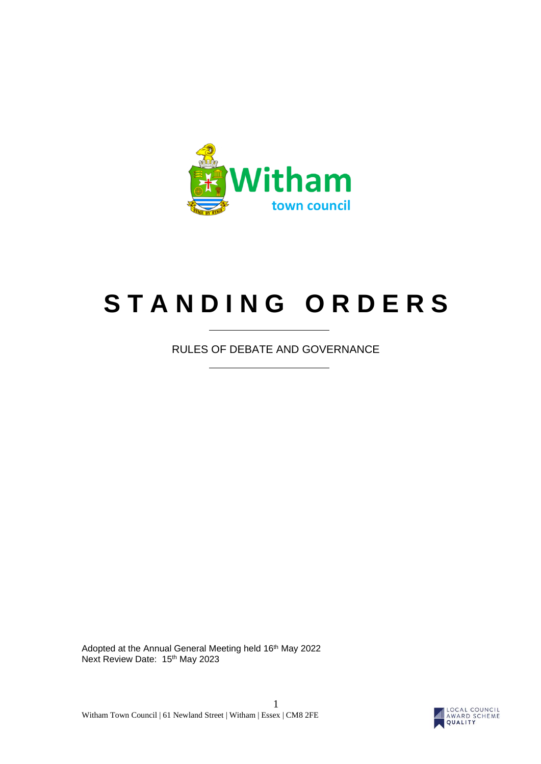# STANDING ORDERS

RULES OF DEBATE AND GOVERNANCE

Adopted at the Annual General Meeting held 16th May 2022
Next Review Date: 15th May 2023

Witham Town Council | 61 Newland Street | Witham | Essex | CM8 2FE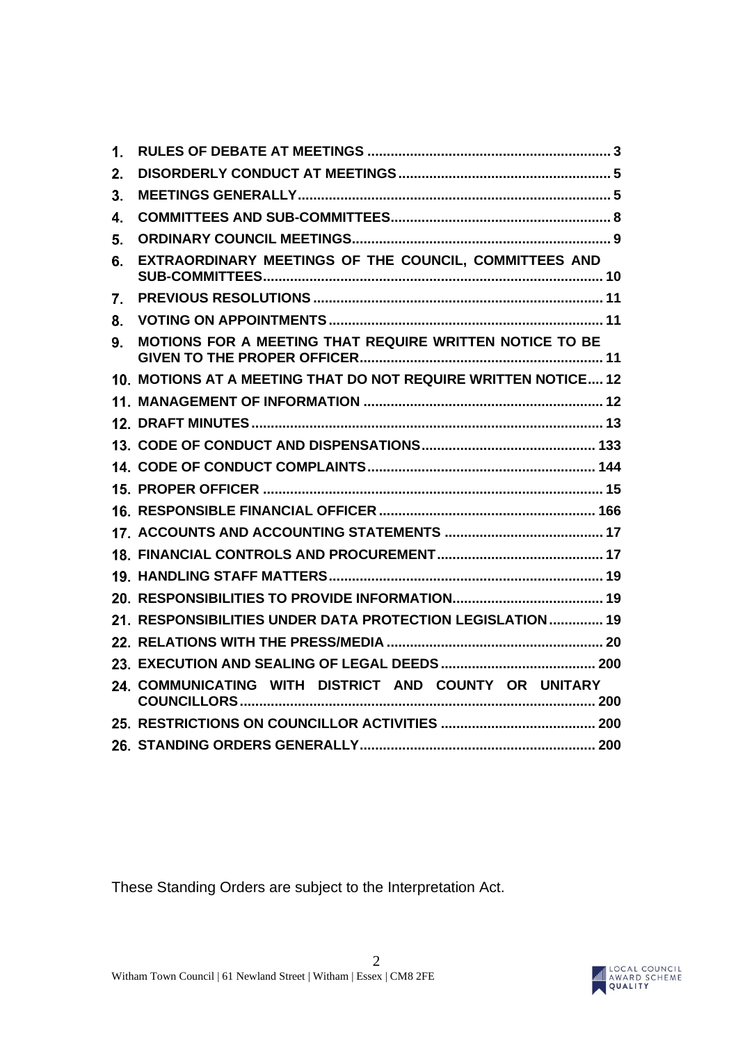1. RULES OF DEBATE AT MEETINGS ............................................................... 3
2. DISORDERLY CONDUCT AT MEETINGS ...................................................... 5
3. MEETINGS GENERALLY ............................................................................... 5
4. COMMITTEES AND SUB-COMMITTEES ........................................................ 8
5. ORDINARY COUNCIL MEETINGS .................................................................. 9
6. EXTRAORDINARY MEETINGS OF THE COUNCIL, COMMITTEES AND SUB-COMMITTEES ....................................................................................... 10
7. PREVIOUS RESOLUTIONS .......................................................................... 11
8. VOTING ON APPOINTMENTS ...................................................................... 11
9. MOTIONS FOR A MEETING THAT REQUIRE WRITTEN NOTICE TO BE GIVEN TO THE PROPER OFFICER ............................................................... 11
10. MOTIONS AT A MEETING THAT DO NOT REQUIRE WRITTEN NOTICE .... 12
11. MANAGEMENT OF INFORMATION ............................................................. 12
12. DRAFT MINUTES .......................................................................................... 13
13. CODE OF CONDUCT AND DISPENSATIONS ............................................ 133
14. CODE OF CONDUCT COMPLAINTS .......................................................... 144
15. PROPER OFFICER ....................................................................................... 15
16. RESPONSIBLE FINANCIAL OFFICER ........................................................ 166
17. ACCOUNTS AND ACCOUNTING STATEMENTS ......................................... 17
18. FINANCIAL CONTROLS AND PROCUREMENT ........................................... 17
19. HANDLING STAFF MATTERS ...................................................................... 19
20. RESPONSIBILITIES TO PROVIDE INFORMATION ....................................... 19
21. RESPONSIBILITIES UNDER DATA PROTECTION LEGISLATION ............. 19
22. RELATIONS WITH THE PRESS/MEDIA ........................................................ 20
23. EXECUTION AND SEALING OF LEGAL DEEDS ........................................ 200
24. COMMUNICATING WITH DISTRICT AND COUNTY OR UNITARY COUNCILLORS ........................................................................................... 200
25. RESTRICTIONS ON COUNCILLOR ACTIVITIES ........................................ 200
26. STANDING ORDERS GENERALLY ............................................................ 200

These Standing Orders are subject to the Interpretation Act.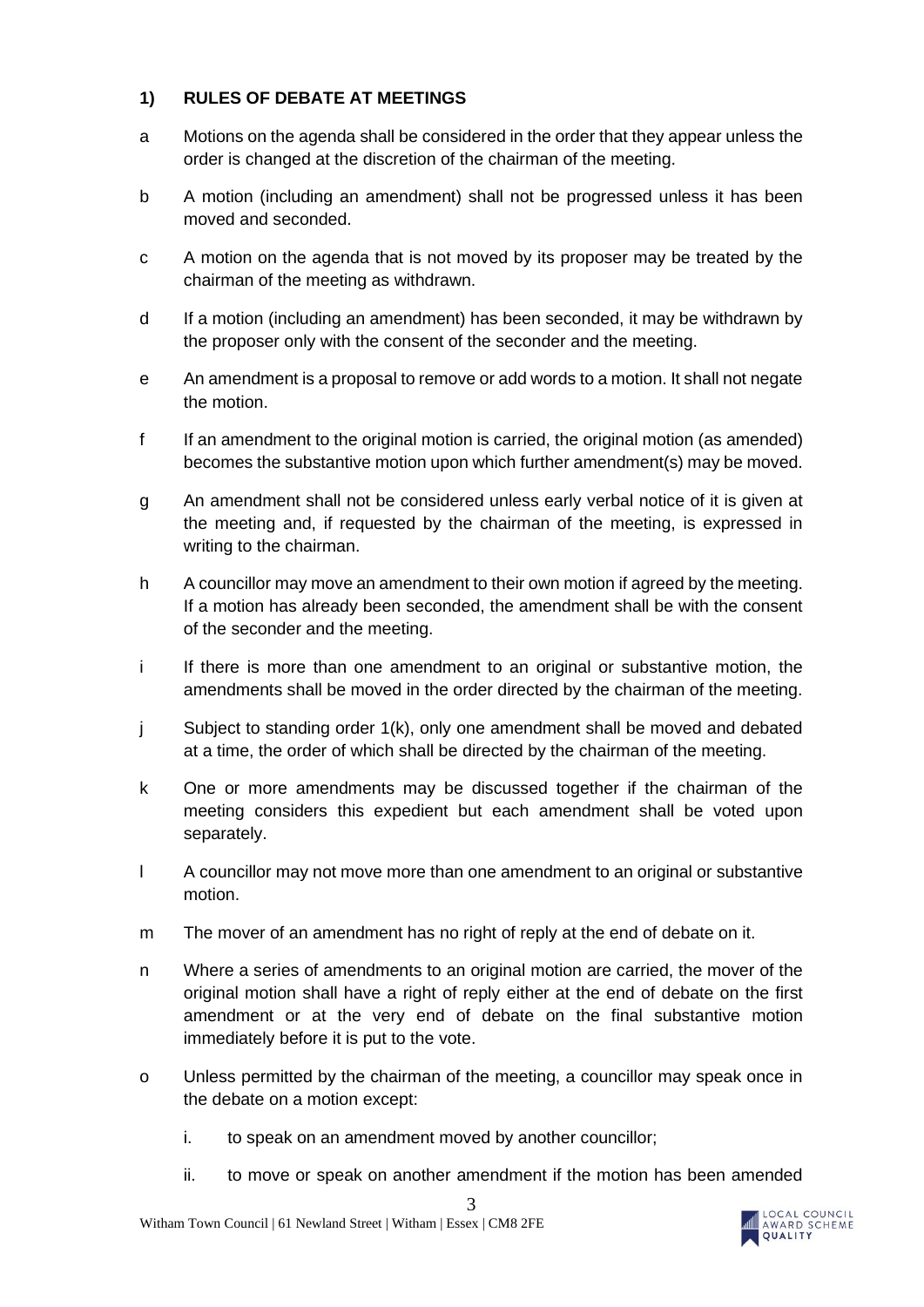## 1) RULES OF DEBATE AT MEETINGS

a Motions on the agenda shall be considered in the order that they appear unless the order is changed at the discretion of the chairman of the meeting.

b A motion (including an amendment) shall not be progressed unless it has been moved and seconded.

c A motion on the agenda that is not moved by its proposer may be treated by the chairman of the meeting as withdrawn.

d If a motion (including an amendment) has been seconded, it may be withdrawn by the proposer only with the consent of the seconder and the meeting.

e An amendment is a proposal to remove or add words to a motion. It shall not negate the motion.

f If an amendment to the original motion is carried, the original motion (as amended) becomes the substantive motion upon which further amendment(s) may be moved.

g An amendment shall not be considered unless early verbal notice of it is given at the meeting and, if requested by the chairman of the meeting, is expressed in writing to the chairman.

h A councillor may move an amendment to their own motion if agreed by the meeting. If a motion has already been seconded, the amendment shall be with the consent of the seconder and the meeting.

i If there is more than one amendment to an original or substantive motion, the amendments shall be moved in the order directed by the chairman of the meeting.

j Subject to standing order 1(k), only one amendment shall be moved and debated at a time, the order of which shall be directed by the chairman of the meeting.

k One or more amendments may be discussed together if the chairman of the meeting considers this expedient but each amendment shall be voted upon separately.

l A councillor may not move more than one amendment to an original or substantive motion.

m The mover of an amendment has no right of reply at the end of debate on it.

n Where a series of amendments to an original motion are carried, the mover of the original motion shall have a right of reply either at the end of debate on the first amendment or at the very end of debate on the final substantive motion immediately before it is put to the vote.

o Unless permitted by the chairman of the meeting, a councillor may speak once in the debate on a motion except:

   i. to speak on an amendment moved by another councillor;

   ii. to move or speak on another amendment if the motion has been amended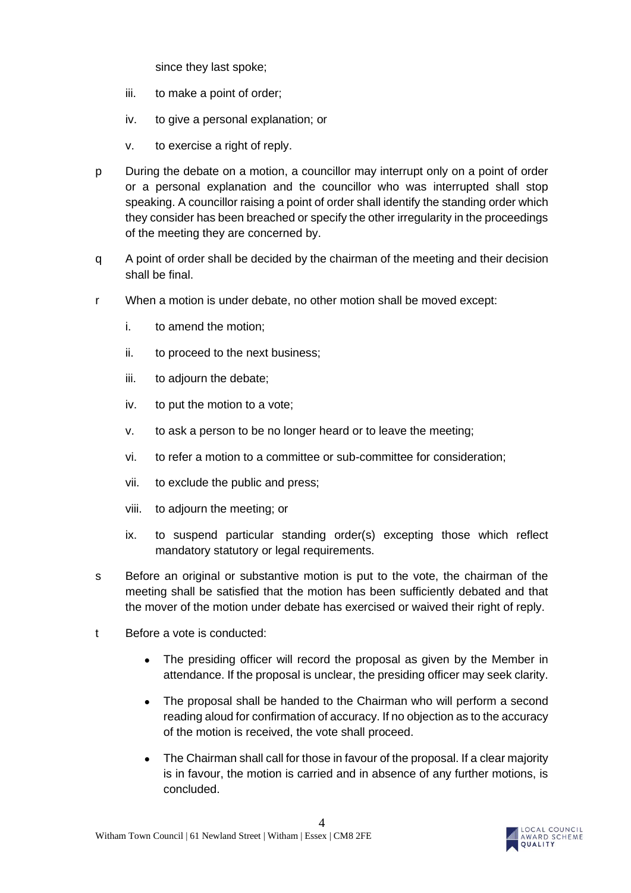since they last spoke;

iii. to make a point of order;

iv. to give a personal explanation; or

v. to exercise a right of reply.

p During the debate on a motion, a councillor may interrupt only on a point of order or a personal explanation and the councillor who was interrupted shall stop speaking. A councillor raising a point of order shall identify the standing order which they consider has been breached or specify the other irregularity in the proceedings of the meeting they are concerned by.

q A point of order shall be decided by the chairman of the meeting and their decision shall be final.

r When a motion is under debate, no other motion shall be moved except:

i. to amend the motion;

ii. to proceed to the next business;

iii. to adjourn the debate;

iv. to put the motion to a vote;

v. to ask a person to be no longer heard or to leave the meeting;

vi. to refer a motion to a committee or sub-committee for consideration;

vii. to exclude the public and press;

viii. to adjourn the meeting; or

ix. to suspend particular standing order(s) excepting those which reflect mandatory statutory or legal requirements.

s Before an original or substantive motion is put to the vote, the chairman of the meeting shall be satisfied that the motion has been sufficiently debated and that the mover of the motion under debate has exercised or waived their right of reply.

t Before a vote is conducted:

- The presiding officer will record the proposal as given by the Member in attendance. If the proposal is unclear, the presiding officer may seek clarity.
- The proposal shall be handed to the Chairman who will perform a second reading aloud for confirmation of accuracy. If no objection as to the accuracy of the motion is received, the vote shall proceed.
- The Chairman shall call for those in favour of the proposal. If a clear majority is in favour, the motion is carried and in absence of any further motions, is concluded.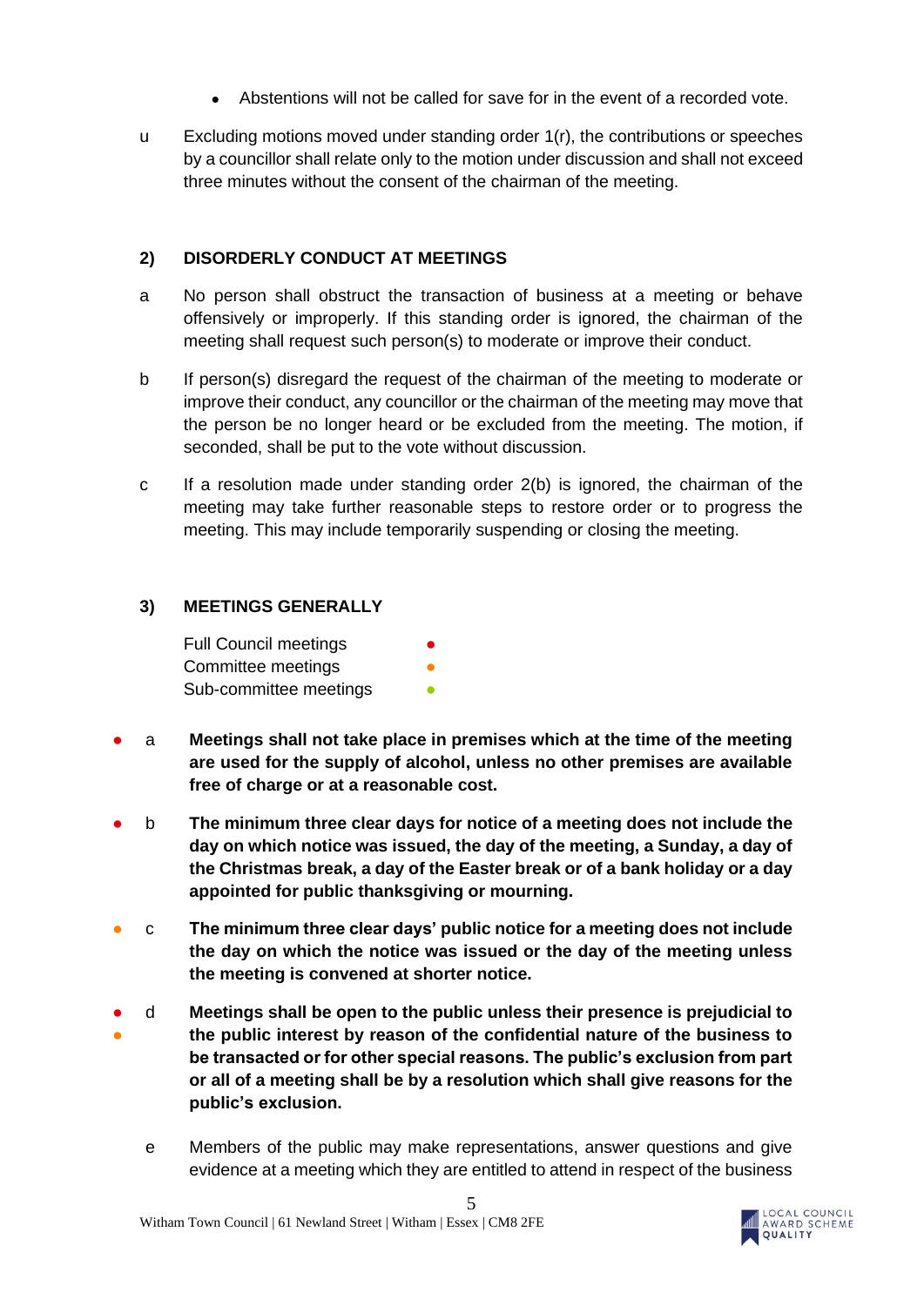- Abstentions will not be called for save for in the event of a recorded vote.

u Excluding motions moved under standing order 1(r), the contributions or speeches by a councillor shall relate only to the motion under discussion and shall not exceed three minutes without the consent of the chairman of the meeting.

## 2) DISORDERLY CONDUCT AT MEETINGS

a No person shall obstruct the transaction of business at a meeting or behave offensively or improperly. If this standing order is ignored, the chairman of the meeting shall request such person(s) to moderate or improve their conduct.

b If person(s) disregard the request of the chairman of the meeting to moderate or improve their conduct, any councillor or the chairman of the meeting may move that the person be no longer heard or be excluded from the meeting. The motion, if seconded, shall be put to the vote without discussion.

c If a resolution made under standing order 2(b) is ignored, the chairman of the meeting may take further reasonable steps to restore order or to progress the meeting. This may include temporarily suspending or closing the meeting.

## 3) MEETINGS GENERALLY

Full Council meetings ●
Committee meetings ●
Sub-committee meetings ●

● a **Meetings shall not take place in premises which at the time of the meeting are used for the supply of alcohol, unless no other premises are available free of charge or at a reasonable cost.**

● b **The minimum three clear days for notice of a meeting does not include the day on which notice was issued, the day of the meeting, a Sunday, a day of the Christmas break, a day of the Easter break or of a bank holiday or a day appointed for public thanksgiving or mourning.**

● c **The minimum three clear days' public notice for a meeting does not include the day on which the notice was issued or the day of the meeting unless the meeting is convened at shorter notice.**

● ● d **Meetings shall be open to the public unless their presence is prejudicial to the public interest by reason of the confidential nature of the business to be transacted or for other special reasons. The public's exclusion from part or all of a meeting shall be by a resolution which shall give reasons for the public's exclusion.**

e Members of the public may make representations, answer questions and give evidence at a meeting which they are entitled to attend in respect of the business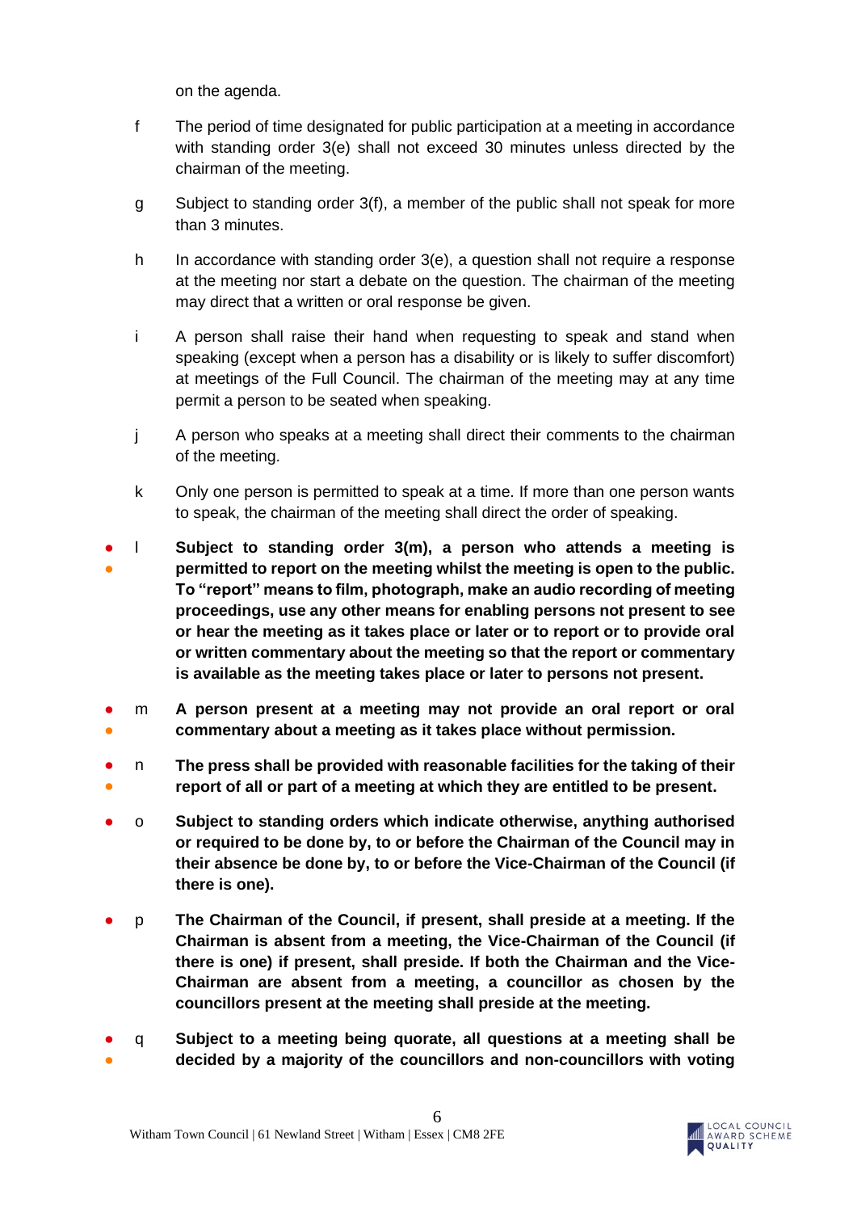on the agenda.

f The period of time designated for public participation at a meeting in accordance with standing order 3(e) shall not exceed 30 minutes unless directed by the chairman of the meeting.

g Subject to standing order 3(f), a member of the public shall not speak for more than 3 minutes.

h In accordance with standing order 3(e), a question shall not require a response at the meeting nor start a debate on the question. The chairman of the meeting may direct that a written or oral response be given.

i A person shall raise their hand when requesting to speak and stand when speaking (except when a person has a disability or is likely to suffer discomfort) at meetings of the Full Council. The chairman of the meeting may at any time permit a person to be seated when speaking.

j A person who speaks at a meeting shall direct their comments to the chairman of the meeting.

k Only one person is permitted to speak at a time. If more than one person wants to speak, the chairman of the meeting shall direct the order of speaking.

- l **Subject to standing order 3(m), a person who attends a meeting is permitted to report on the meeting whilst the meeting is open to the public. To "report" means to film, photograph, make an audio recording of meeting proceedings, use any other means for enabling persons not present to see or hear the meeting as it takes place or later or to report or to provide oral or written commentary about the meeting so that the report or commentary is available as the meeting takes place or later to persons not present.**

- m **A person present at a meeting may not provide an oral report or oral commentary about a meeting as it takes place without permission.**

- n **The press shall be provided with reasonable facilities for the taking of their report of all or part of a meeting at which they are entitled to be present.**

- o **Subject to standing orders which indicate otherwise, anything authorised or required to be done by, to or before the Chairman of the Council may in their absence be done by, to or before the Vice-Chairman of the Council (if there is one).**

- p **The Chairman of the Council, if present, shall preside at a meeting. If the Chairman is absent from a meeting, the Vice-Chairman of the Council (if there is one) if present, shall preside. If both the Chairman and the Vice-Chairman are absent from a meeting, a councillor as chosen by the councillors present at the meeting shall preside at the meeting.**

- q **Subject to a meeting being quorate, all questions at a meeting shall be decided by a majority of the councillors and non-councillors with voting**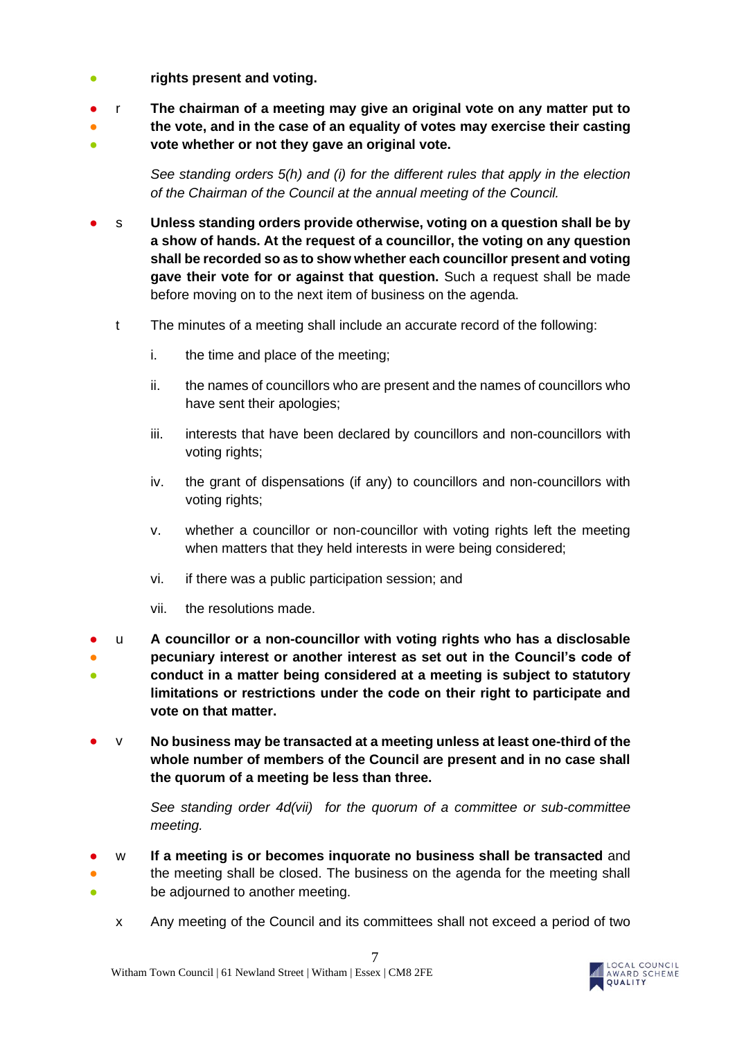**rights present and voting.**

r **The chairman of a meeting may give an original vote on any matter put to the vote, and in the case of an equality of votes may exercise their casting vote whether or not they gave an original vote.**

*See standing orders 5(h) and (i) for the different rules that apply in the election of the Chairman of the Council at the annual meeting of the Council.*

s **Unless standing orders provide otherwise, voting on a question shall be by a show of hands. At the request of a councillor, the voting on any question shall be recorded so as to show whether each councillor present and voting gave their vote for or against that question.** Such a request shall be made before moving on to the next item of business on the agenda.

t The minutes of a meeting shall include an accurate record of the following:

i. the time and place of the meeting;

ii. the names of councillors who are present and the names of councillors who have sent their apologies;

iii. interests that have been declared by councillors and non-councillors with voting rights;

iv. the grant of dispensations (if any) to councillors and non-councillors with voting rights;

v. whether a councillor or non-councillor with voting rights left the meeting when matters that they held interests in were being considered;

vi. if there was a public participation session; and

vii. the resolutions made.

u **A councillor or a non-councillor with voting rights who has a disclosable pecuniary interest or another interest as set out in the Council's code of conduct in a matter being considered at a meeting is subject to statutory limitations or restrictions under the code on their right to participate and vote on that matter.**

v **No business may be transacted at a meeting unless at least one-third of the whole number of members of the Council are present and in no case shall the quorum of a meeting be less than three.**

*See standing order 4d(vii) for the quorum of a committee or sub-committee meeting.*

w **If a meeting is or becomes inquorate no business shall be transacted** and the meeting shall be closed. The business on the agenda for the meeting shall be adjourned to another meeting.

x Any meeting of the Council and its committees shall not exceed a period of two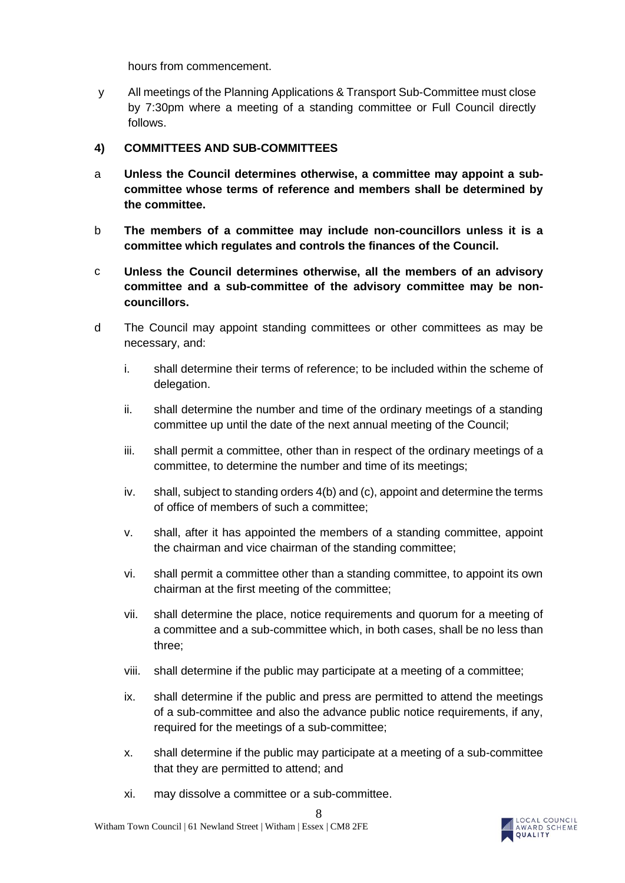hours from commencement.

y All meetings of the Planning Applications & Transport Sub-Committee must close by 7:30pm where a meeting of a standing committee or Full Council directly follows.

## 4) COMMITTEES AND SUB-COMMITTEES

a **Unless the Council determines otherwise, a committee may appoint a sub-committee whose terms of reference and members shall be determined by the committee.**

b **The members of a committee may include non-councillors unless it is a committee which regulates and controls the finances of the Council.**

c **Unless the Council determines otherwise, all the members of an advisory committee and a sub-committee of the advisory committee may be non-councillors.**

d The Council may appoint standing committees or other committees as may be necessary, and:

   i. shall determine their terms of reference; to be included within the scheme of delegation.

   ii. shall determine the number and time of the ordinary meetings of a standing committee up until the date of the next annual meeting of the Council;

   iii. shall permit a committee, other than in respect of the ordinary meetings of a committee, to determine the number and time of its meetings;

   iv. shall, subject to standing orders 4(b) and (c), appoint and determine the terms of office of members of such a committee;

   v. shall, after it has appointed the members of a standing committee, appoint the chairman and vice chairman of the standing committee;

   vi. shall permit a committee other than a standing committee, to appoint its own chairman at the first meeting of the committee;

   vii. shall determine the place, notice requirements and quorum for a meeting of a committee and a sub-committee which, in both cases, shall be no less than three;

   viii. shall determine if the public may participate at a meeting of a committee;

   ix. shall determine if the public and press are permitted to attend the meetings of a sub-committee and also the advance public notice requirements, if any, required for the meetings of a sub-committee;

   x. shall determine if the public may participate at a meeting of a sub-committee that they are permitted to attend; and

   xi. may dissolve a committee or a sub-committee.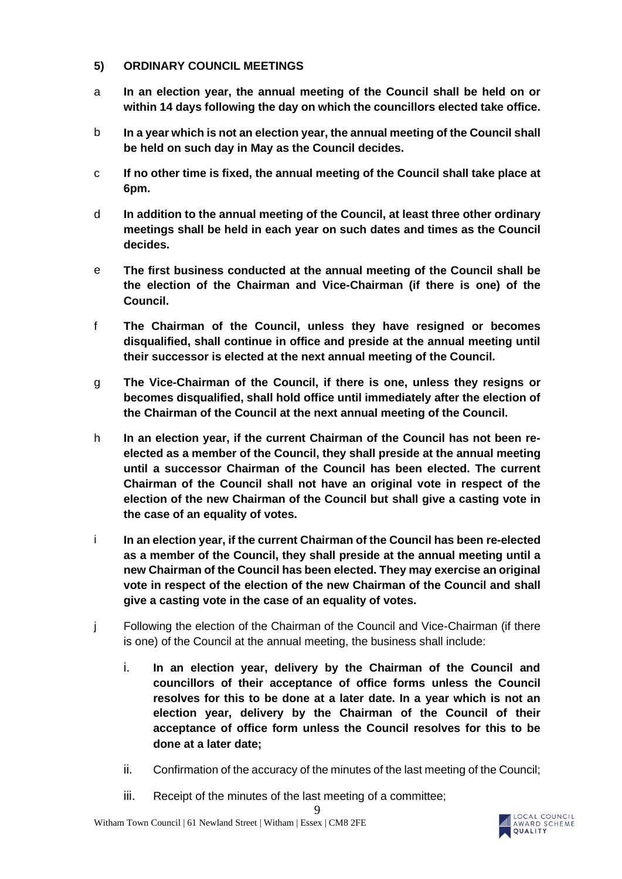## 5) ORDINARY COUNCIL MEETINGS

a **In an election year, the annual meeting of the Council shall be held on or within 14 days following the day on which the councillors elected take office.**

b **In a year which is not an election year, the annual meeting of the Council shall be held on such day in May as the Council decides.**

c **If no other time is fixed, the annual meeting of the Council shall take place at 6pm.**

d **In addition to the annual meeting of the Council, at least three other ordinary meetings shall be held in each year on such dates and times as the Council decides.**

e **The first business conducted at the annual meeting of the Council shall be the election of the Chairman and Vice-Chairman (if there is one) of the Council.**

f **The Chairman of the Council, unless they have resigned or becomes disqualified, shall continue in office and preside at the annual meeting until their successor is elected at the next annual meeting of the Council.**

g **The Vice-Chairman of the Council, if there is one, unless they resigns or becomes disqualified, shall hold office until immediately after the election of the Chairman of the Council at the next annual meeting of the Council.**

h **In an election year, if the current Chairman of the Council has not been re-elected as a member of the Council, they shall preside at the annual meeting until a successor Chairman of the Council has been elected. The current Chairman of the Council shall not have an original vote in respect of the election of the new Chairman of the Council but shall give a casting vote in the case of an equality of votes.**

i **In an election year, if the current Chairman of the Council has been re-elected as a member of the Council, they shall preside at the annual meeting until a new Chairman of the Council has been elected. They may exercise an original vote in respect of the election of the new Chairman of the Council and shall give a casting vote in the case of an equality of votes.**

j Following the election of the Chairman of the Council and Vice-Chairman (if there is one) of the Council at the annual meeting, the business shall include:

   i. **In an election year, delivery by the Chairman of the Council and councillors of their acceptance of office forms unless the Council resolves for this to be done at a later date. In a year which is not an election year, delivery by the Chairman of the Council of their acceptance of office form unless the Council resolves for this to be done at a later date;**

   ii. Confirmation of the accuracy of the minutes of the last meeting of the Council;

   iii. Receipt of the minutes of the last meeting of a committee;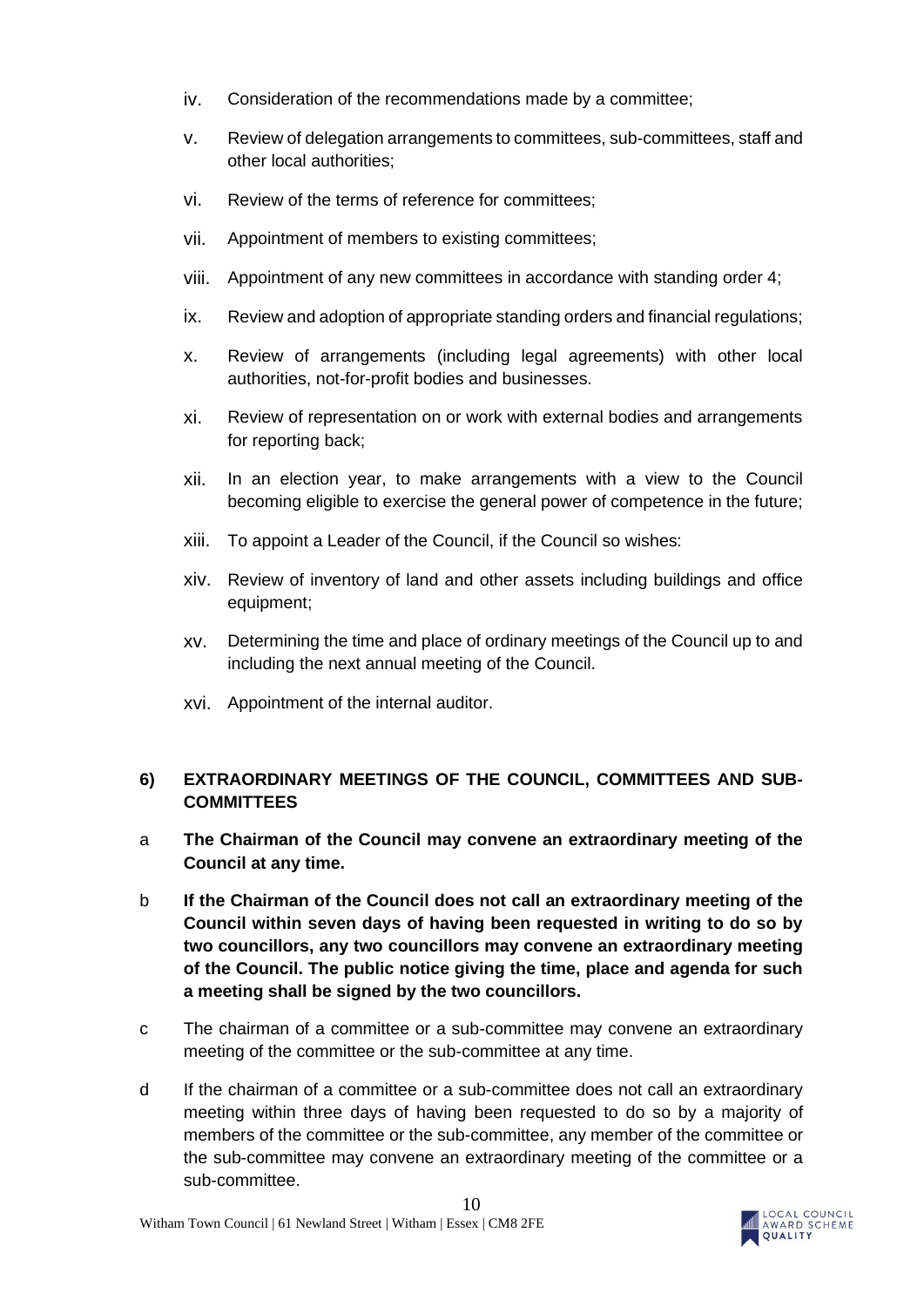iv. Consideration of the recommendations made by a committee;

v. Review of delegation arrangements to committees, sub-committees, staff and other local authorities;

vi. Review of the terms of reference for committees;

vii. Appointment of members to existing committees;

viii. Appointment of any new committees in accordance with standing order 4;

ix. Review and adoption of appropriate standing orders and financial regulations;

x. Review of arrangements (including legal agreements) with other local authorities, not-for-profit bodies and businesses.

xi. Review of representation on or work with external bodies and arrangements for reporting back;

xii. In an election year, to make arrangements with a view to the Council becoming eligible to exercise the general power of competence in the future;

xiii. To appoint a Leader of the Council, if the Council so wishes:

xiv. Review of inventory of land and other assets including buildings and office equipment;

xv. Determining the time and place of ordinary meetings of the Council up to and including the next annual meeting of the Council.

xvi. Appointment of the internal auditor.

## 6) EXTRAORDINARY MEETINGS OF THE COUNCIL, COMMITTEES AND SUB-COMMITTEES

a **The Chairman of the Council may convene an extraordinary meeting of the Council at any time.**

b **If the Chairman of the Council does not call an extraordinary meeting of the Council within seven days of having been requested in writing to do so by two councillors, any two councillors may convene an extraordinary meeting of the Council. The public notice giving the time, place and agenda for such a meeting shall be signed by the two councillors.**

c The chairman of a committee or a sub-committee may convene an extraordinary meeting of the committee or the sub-committee at any time.

d If the chairman of a committee or a sub-committee does not call an extraordinary meeting within three days of having been requested to do so by a majority of members of the committee or the sub-committee, any member of the committee or the sub-committee may convene an extraordinary meeting of the committee or a sub-committee.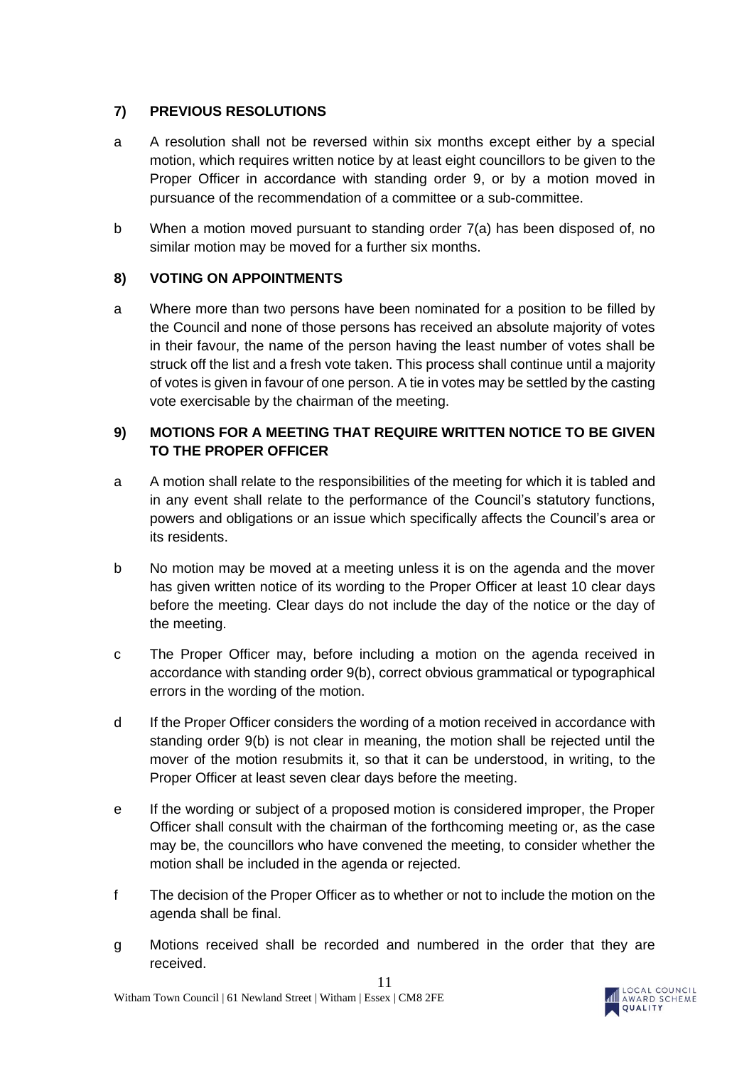## 7) PREVIOUS RESOLUTIONS

a A resolution shall not be reversed within six months except either by a special motion, which requires written notice by at least eight councillors to be given to the Proper Officer in accordance with standing order 9, or by a motion moved in pursuance of the recommendation of a committee or a sub-committee.

b When a motion moved pursuant to standing order 7(a) has been disposed of, no similar motion may be moved for a further six months.

## 8) VOTING ON APPOINTMENTS

a Where more than two persons have been nominated for a position to be filled by the Council and none of those persons has received an absolute majority of votes in their favour, the name of the person having the least number of votes shall be struck off the list and a fresh vote taken. This process shall continue until a majority of votes is given in favour of one person. A tie in votes may be settled by the casting vote exercisable by the chairman of the meeting.

## 9) MOTIONS FOR A MEETING THAT REQUIRE WRITTEN NOTICE TO BE GIVEN TO THE PROPER OFFICER

a A motion shall relate to the responsibilities of the meeting for which it is tabled and in any event shall relate to the performance of the Council's statutory functions, powers and obligations or an issue which specifically affects the Council's area or its residents.

b No motion may be moved at a meeting unless it is on the agenda and the mover has given written notice of its wording to the Proper Officer at least 10 clear days before the meeting. Clear days do not include the day of the notice or the day of the meeting.

c The Proper Officer may, before including a motion on the agenda received in accordance with standing order 9(b), correct obvious grammatical or typographical errors in the wording of the motion.

d If the Proper Officer considers the wording of a motion received in accordance with standing order 9(b) is not clear in meaning, the motion shall be rejected until the mover of the motion resubmits it, so that it can be understood, in writing, to the Proper Officer at least seven clear days before the meeting.

e If the wording or subject of a proposed motion is considered improper, the Proper Officer shall consult with the chairman of the forthcoming meeting or, as the case may be, the councillors who have convened the meeting, to consider whether the motion shall be included in the agenda or rejected.

f The decision of the Proper Officer as to whether or not to include the motion on the agenda shall be final.

g Motions received shall be recorded and numbered in the order that they are received.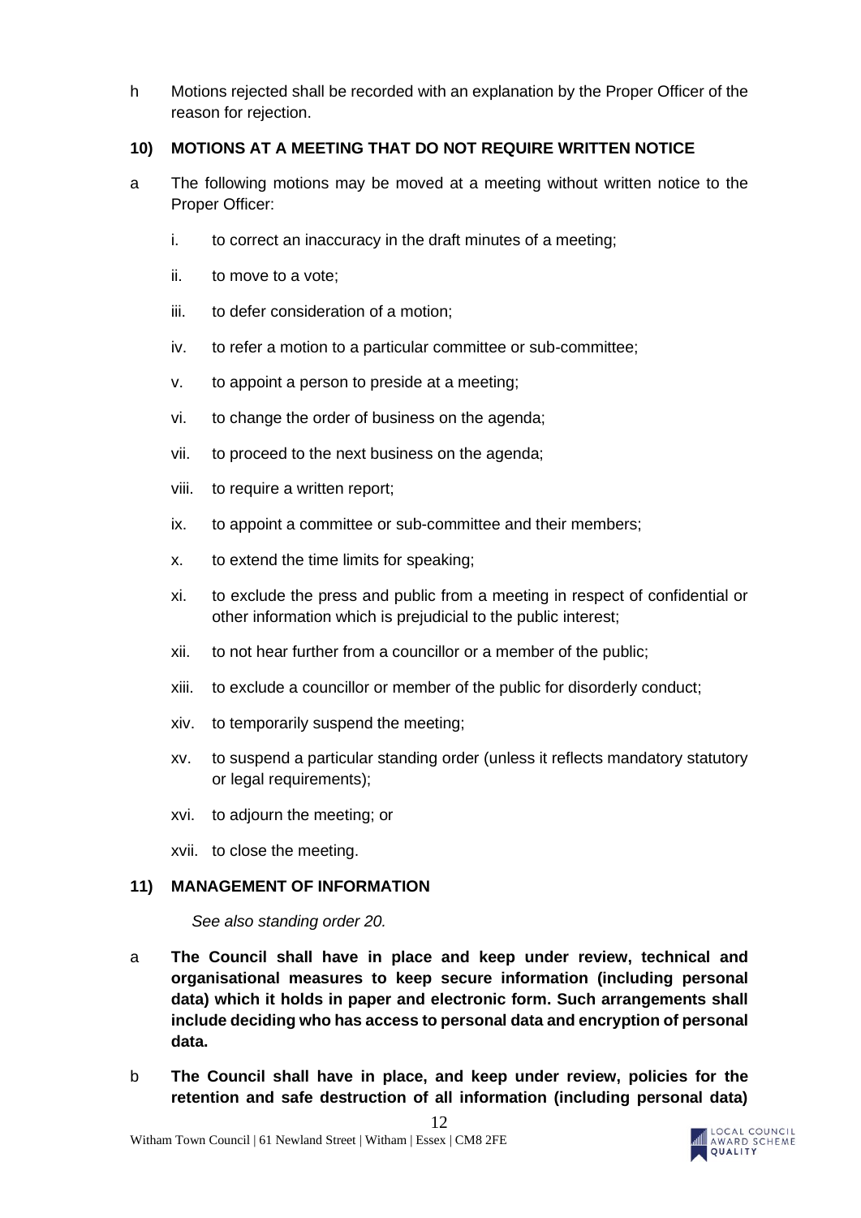h Motions rejected shall be recorded with an explanation by the Proper Officer of the reason for rejection.

## 10) MOTIONS AT A MEETING THAT DO NOT REQUIRE WRITTEN NOTICE

a The following motions may be moved at a meeting without written notice to the Proper Officer:

i. to correct an inaccuracy in the draft minutes of a meeting;

ii. to move to a vote;

iii. to defer consideration of a motion;

iv. to refer a motion to a particular committee or sub-committee;

v. to appoint a person to preside at a meeting;

vi. to change the order of business on the agenda;

vii. to proceed to the next business on the agenda;

viii. to require a written report;

ix. to appoint a committee or sub-committee and their members;

x. to extend the time limits for speaking;

xi. to exclude the press and public from a meeting in respect of confidential or other information which is prejudicial to the public interest;

xii. to not hear further from a councillor or a member of the public;

xiii. to exclude a councillor or member of the public for disorderly conduct;

xiv. to temporarily suspend the meeting;

xv. to suspend a particular standing order (unless it reflects mandatory statutory or legal requirements);

xvi. to adjourn the meeting; or

xvii. to close the meeting.

## 11) MANAGEMENT OF INFORMATION

*See also standing order 20.*

a **The Council shall have in place and keep under review, technical and organisational measures to keep secure information (including personal data) which it holds in paper and electronic form. Such arrangements shall include deciding who has access to personal data and encryption of personal data.**

b **The Council shall have in place, and keep under review, policies for the retention and safe destruction of all information (including personal data)**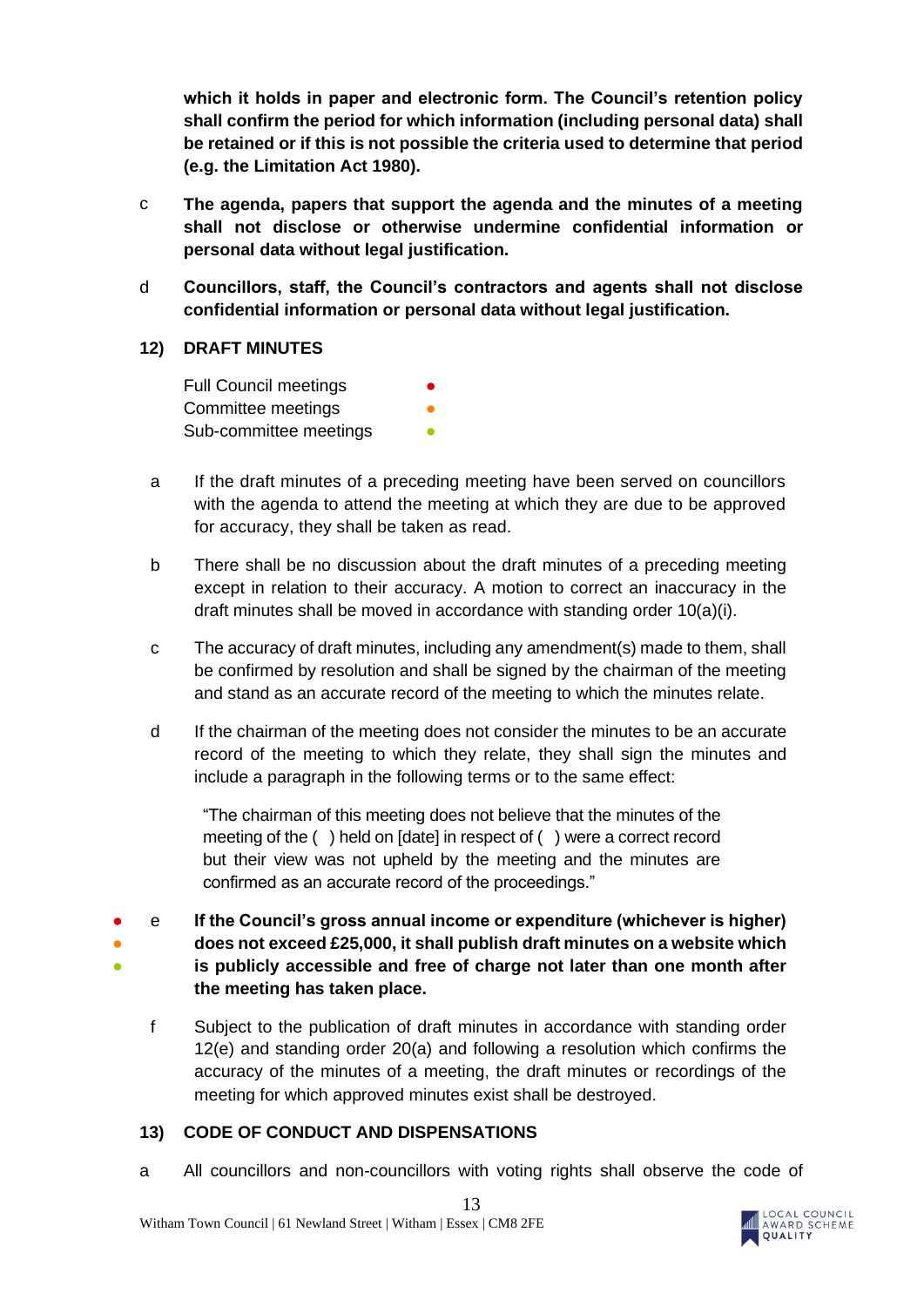**which it holds in paper and electronic form. The Council's retention policy shall confirm the period for which information (including personal data) shall be retained or if this is not possible the criteria used to determine that period (e.g. the Limitation Act 1980).**

c **The agenda, papers that support the agenda and the minutes of a meeting shall not disclose or otherwise undermine confidential information or personal data without legal justification.**

d **Councillors, staff, the Council's contractors and agents shall not disclose confidential information or personal data without legal justification.**

## 12) DRAFT MINUTES

Full Council meetings ●
Committee meetings ●
Sub-committee meetings ●

a If the draft minutes of a preceding meeting have been served on councillors with the agenda to attend the meeting at which they are due to be approved for accuracy, they shall be taken as read.

b There shall be no discussion about the draft minutes of a preceding meeting except in relation to their accuracy. A motion to correct an inaccuracy in the draft minutes shall be moved in accordance with standing order 10(a)(i).

c The accuracy of draft minutes, including any amendment(s) made to them, shall be confirmed by resolution and shall be signed by the chairman of the meeting and stand as an accurate record of the meeting to which the minutes relate.

d If the chairman of the meeting does not consider the minutes to be an accurate record of the meeting to which they relate, they shall sign the minutes and include a paragraph in the following terms or to the same effect:

> "The chairman of this meeting does not believe that the minutes of the meeting of the ( ) held on [date] in respect of ( ) were a correct record but their view was not upheld by the meeting and the minutes are confirmed as an accurate record of the proceedings."

● ● ● e **If the Council's gross annual income or expenditure (whichever is higher) does not exceed £25,000, it shall publish draft minutes on a website which is publicly accessible and free of charge not later than one month after the meeting has taken place.**

f Subject to the publication of draft minutes in accordance with standing order 12(e) and standing order 20(a) and following a resolution which confirms the accuracy of the minutes of a meeting, the draft minutes or recordings of the meeting for which approved minutes exist shall be destroyed.

## 13) CODE OF CONDUCT AND DISPENSATIONS

a All councillors and non-councillors with voting rights shall observe the code of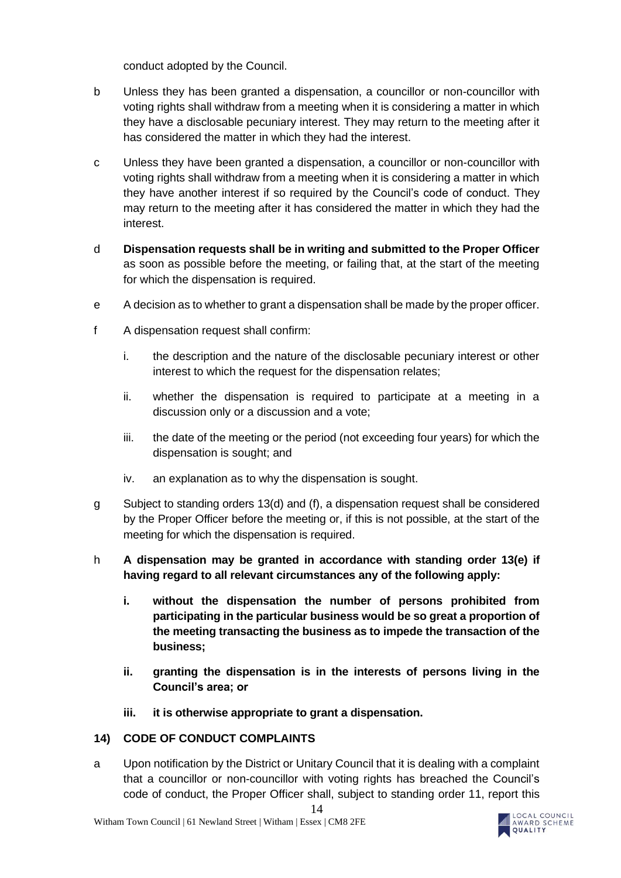conduct adopted by the Council.

b Unless they has been granted a dispensation, a councillor or non-councillor with voting rights shall withdraw from a meeting when it is considering a matter in which they have a disclosable pecuniary interest. They may return to the meeting after it has considered the matter in which they had the interest.

c Unless they have been granted a dispensation, a councillor or non-councillor with voting rights shall withdraw from a meeting when it is considering a matter in which they have another interest if so required by the Council's code of conduct. They may return to the meeting after it has considered the matter in which they had the interest.

d **Dispensation requests shall be in writing and submitted to the Proper Officer** as soon as possible before the meeting, or failing that, at the start of the meeting for which the dispensation is required.

e A decision as to whether to grant a dispensation shall be made by the proper officer.

f A dispensation request shall confirm:

   i. the description and the nature of the disclosable pecuniary interest or other interest to which the request for the dispensation relates;

   ii. whether the dispensation is required to participate at a meeting in a discussion only or a discussion and a vote;

   iii. the date of the meeting or the period (not exceeding four years) for which the dispensation is sought; and

   iv. an explanation as to why the dispensation is sought.

g Subject to standing orders 13(d) and (f), a dispensation request shall be considered by the Proper Officer before the meeting or, if this is not possible, at the start of the meeting for which the dispensation is required.

h **A dispensation may be granted in accordance with standing order 13(e) if having regard to all relevant circumstances any of the following apply:**

   **i. without the dispensation the number of persons prohibited from participating in the particular business would be so great a proportion of the meeting transacting the business as to impede the transaction of the business;**

   **ii. granting the dispensation is in the interests of persons living in the Council's area; or**

   **iii. it is otherwise appropriate to grant a dispensation.**

## 14) CODE OF CONDUCT COMPLAINTS

a Upon notification by the District or Unitary Council that it is dealing with a complaint that a councillor or non-councillor with voting rights has breached the Council's code of conduct, the Proper Officer shall, subject to standing order 11, report this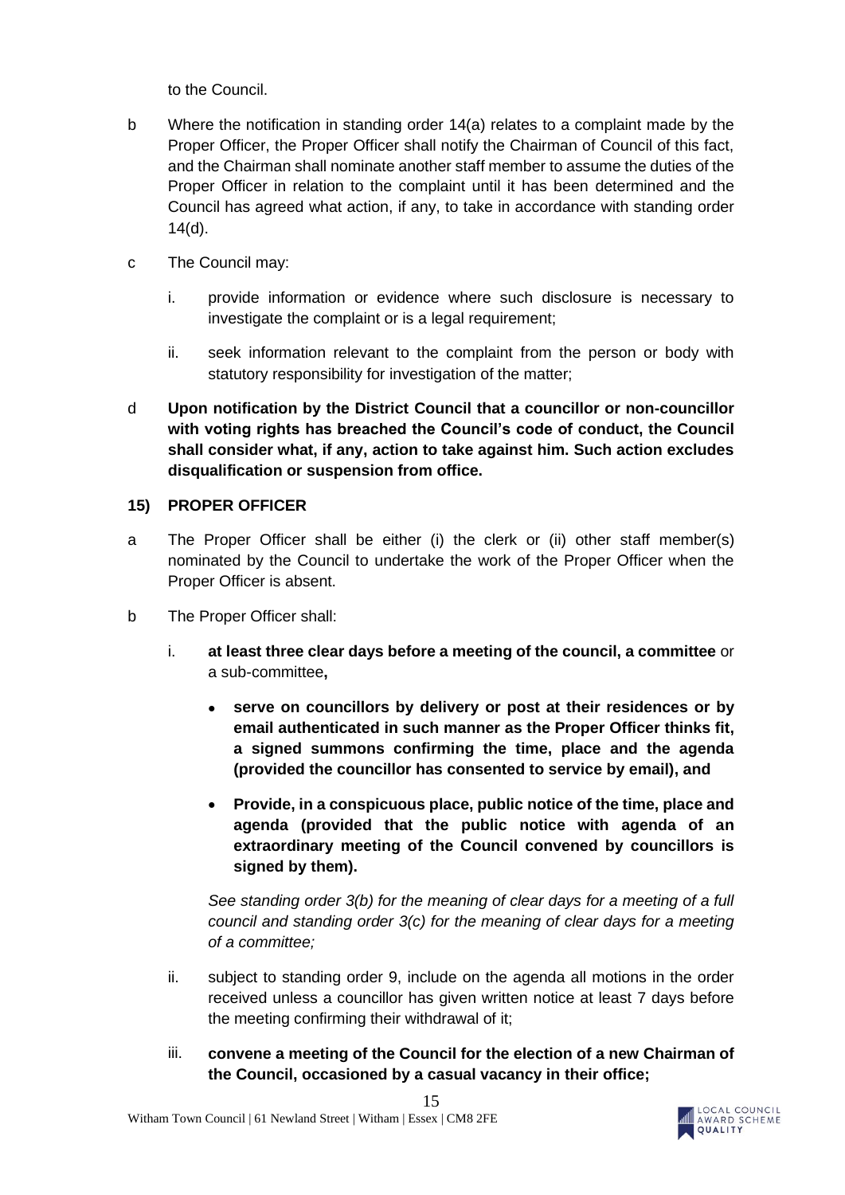to the Council.

b Where the notification in standing order 14(a) relates to a complaint made by the Proper Officer, the Proper Officer shall notify the Chairman of Council of this fact, and the Chairman shall nominate another staff member to assume the duties of the Proper Officer in relation to the complaint until it has been determined and the Council has agreed what action, if any, to take in accordance with standing order 14(d).

c The Council may:

   i. provide information or evidence where such disclosure is necessary to investigate the complaint or is a legal requirement;

   ii. seek information relevant to the complaint from the person or body with statutory responsibility for investigation of the matter;

d **Upon notification by the District Council that a councillor or non-councillor with voting rights has breached the Council's code of conduct, the Council shall consider what, if any, action to take against him. Such action excludes disqualification or suspension from office.**

## 15) PROPER OFFICER

a The Proper Officer shall be either (i) the clerk or (ii) other staff member(s) nominated by the Council to undertake the work of the Proper Officer when the Proper Officer is absent.

b The Proper Officer shall:

   i. **at least three clear days before a meeting of the council, a committee** or a sub-committee**,**

   - **serve on councillors by delivery or post at their residences or by email authenticated in such manner as the Proper Officer thinks fit, a signed summons confirming the time, place and the agenda (provided the councillor has consented to service by email), and**

   - **Provide, in a conspicuous place, public notice of the time, place and agenda (provided that the public notice with agenda of an extraordinary meeting of the Council convened by councillors is signed by them).**

   *See standing order 3(b) for the meaning of clear days for a meeting of a full council and standing order 3(c) for the meaning of clear days for a meeting of a committee;*

   ii. subject to standing order 9, include on the agenda all motions in the order received unless a councillor has given written notice at least 7 days before the meeting confirming their withdrawal of it;

   iii. **convene a meeting of the Council for the election of a new Chairman of the Council, occasioned by a casual vacancy in their office;**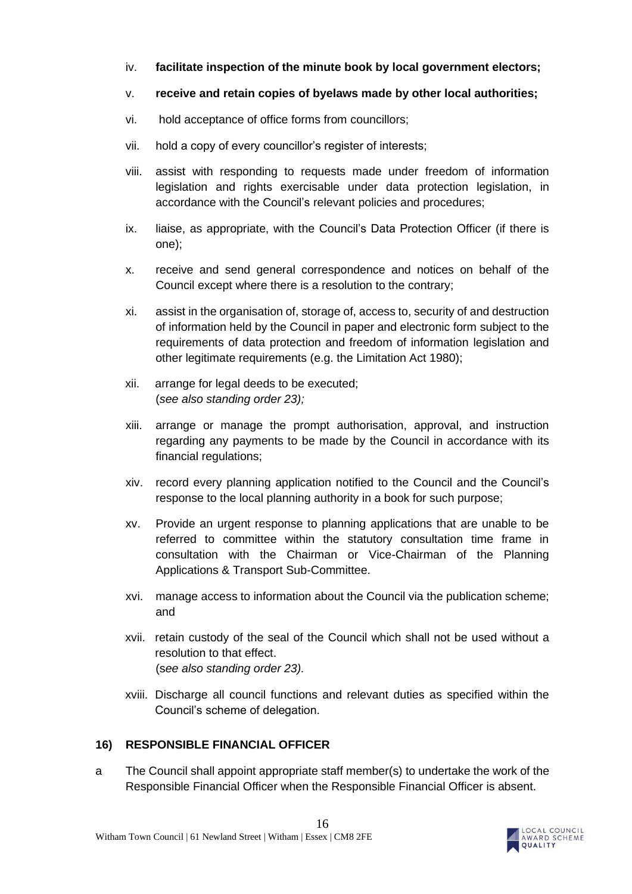iv. **facilitate inspection of the minute book by local government electors;**

v. **receive and retain copies of byelaws made by other local authorities;**

vi. hold acceptance of office forms from councillors;

vii. hold a copy of every councillor's register of interests;

viii. assist with responding to requests made under freedom of information legislation and rights exercisable under data protection legislation, in accordance with the Council's relevant policies and procedures;

ix. liaise, as appropriate, with the Council's Data Protection Officer (if there is one);

x. receive and send general correspondence and notices on behalf of the Council except where there is a resolution to the contrary;

xi. assist in the organisation of, storage of, access to, security of and destruction of information held by the Council in paper and electronic form subject to the requirements of data protection and freedom of information legislation and other legitimate requirements (e.g. the Limitation Act 1980);

xii. arrange for legal deeds to be executed;
(*see also standing order 23);*

xiii. arrange or manage the prompt authorisation, approval, and instruction regarding any payments to be made by the Council in accordance with its financial regulations;

xiv. record every planning application notified to the Council and the Council's response to the local planning authority in a book for such purpose;

xv. Provide an urgent response to planning applications that are unable to be referred to committee within the statutory consultation time frame in consultation with the Chairman or Vice-Chairman of the Planning Applications & Transport Sub-Committee.

xvi. manage access to information about the Council via the publication scheme; and

xvii. retain custody of the seal of the Council which shall not be used without a resolution to that effect.
(*see also standing order 23).*

xviii. Discharge all council functions and relevant duties as specified within the Council's scheme of delegation.

## 16) RESPONSIBLE FINANCIAL OFFICER

a The Council shall appoint appropriate staff member(s) to undertake the work of the Responsible Financial Officer when the Responsible Financial Officer is absent.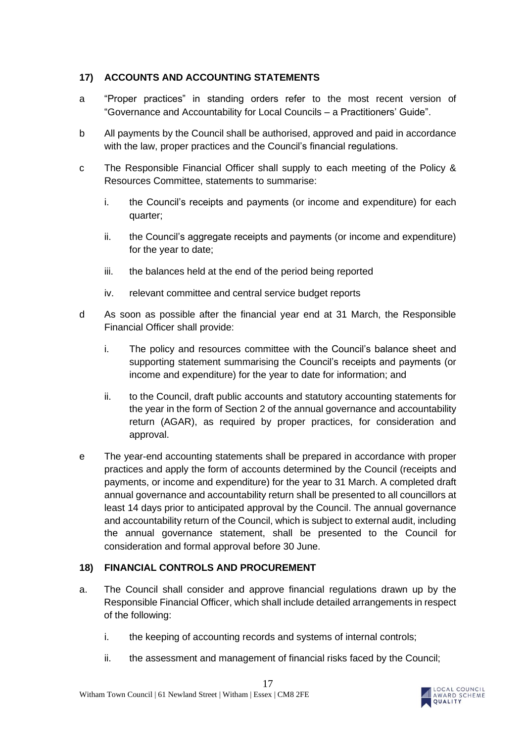## 17) ACCOUNTS AND ACCOUNTING STATEMENTS

a "Proper practices" in standing orders refer to the most recent version of "Governance and Accountability for Local Councils – a Practitioners' Guide".

b All payments by the Council shall be authorised, approved and paid in accordance with the law, proper practices and the Council's financial regulations.

c The Responsible Financial Officer shall supply to each meeting of the Policy & Resources Committee, statements to summarise:

i. the Council's receipts and payments (or income and expenditure) for each quarter;

ii. the Council's aggregate receipts and payments (or income and expenditure) for the year to date;

iii. the balances held at the end of the period being reported

iv. relevant committee and central service budget reports

d As soon as possible after the financial year end at 31 March, the Responsible Financial Officer shall provide:

i. The policy and resources committee with the Council's balance sheet and supporting statement summarising the Council's receipts and payments (or income and expenditure) for the year to date for information; and

ii. to the Council, draft public accounts and statutory accounting statements for the year in the form of Section 2 of the annual governance and accountability return (AGAR), as required by proper practices, for consideration and approval.

e The year-end accounting statements shall be prepared in accordance with proper practices and apply the form of accounts determined by the Council (receipts and payments, or income and expenditure) for the year to 31 March. A completed draft annual governance and accountability return shall be presented to all councillors at least 14 days prior to anticipated approval by the Council. The annual governance and accountability return of the Council, which is subject to external audit, including the annual governance statement, shall be presented to the Council for consideration and formal approval before 30 June.

## 18) FINANCIAL CONTROLS AND PROCUREMENT

a. The Council shall consider and approve financial regulations drawn up by the Responsible Financial Officer, which shall include detailed arrangements in respect of the following:

i. the keeping of accounting records and systems of internal controls;

ii. the assessment and management of financial risks faced by the Council;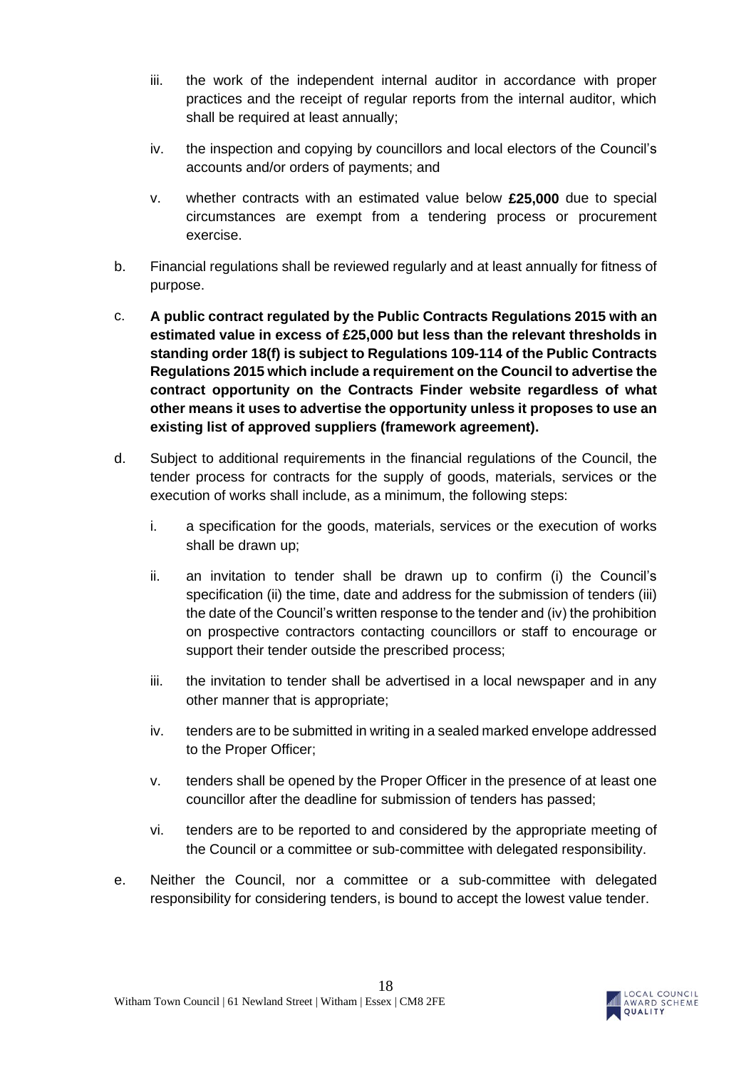iii. the work of the independent internal auditor in accordance with proper practices and the receipt of regular reports from the internal auditor, which shall be required at least annually;

iv. the inspection and copying by councillors and local electors of the Council's accounts and/or orders of payments; and

v. whether contracts with an estimated value below **£25,000** due to special circumstances are exempt from a tendering process or procurement exercise.

b. Financial regulations shall be reviewed regularly and at least annually for fitness of purpose.

c. **A public contract regulated by the Public Contracts Regulations 2015 with an estimated value in excess of £25,000 but less than the relevant thresholds in standing order 18(f) is subject to Regulations 109-114 of the Public Contracts Regulations 2015 which include a requirement on the Council to advertise the contract opportunity on the Contracts Finder website regardless of what other means it uses to advertise the opportunity unless it proposes to use an existing list of approved suppliers (framework agreement).**

d. Subject to additional requirements in the financial regulations of the Council, the tender process for contracts for the supply of goods, materials, services or the execution of works shall include, as a minimum, the following steps:

i. a specification for the goods, materials, services or the execution of works shall be drawn up;

ii. an invitation to tender shall be drawn up to confirm (i) the Council's specification (ii) the time, date and address for the submission of tenders (iii) the date of the Council's written response to the tender and (iv) the prohibition on prospective contractors contacting councillors or staff to encourage or support their tender outside the prescribed process;

iii. the invitation to tender shall be advertised in a local newspaper and in any other manner that is appropriate;

iv. tenders are to be submitted in writing in a sealed marked envelope addressed to the Proper Officer;

v. tenders shall be opened by the Proper Officer in the presence of at least one councillor after the deadline for submission of tenders has passed;

vi. tenders are to be reported to and considered by the appropriate meeting of the Council or a committee or sub-committee with delegated responsibility.

e. Neither the Council, nor a committee or a sub-committee with delegated responsibility for considering tenders, is bound to accept the lowest value tender.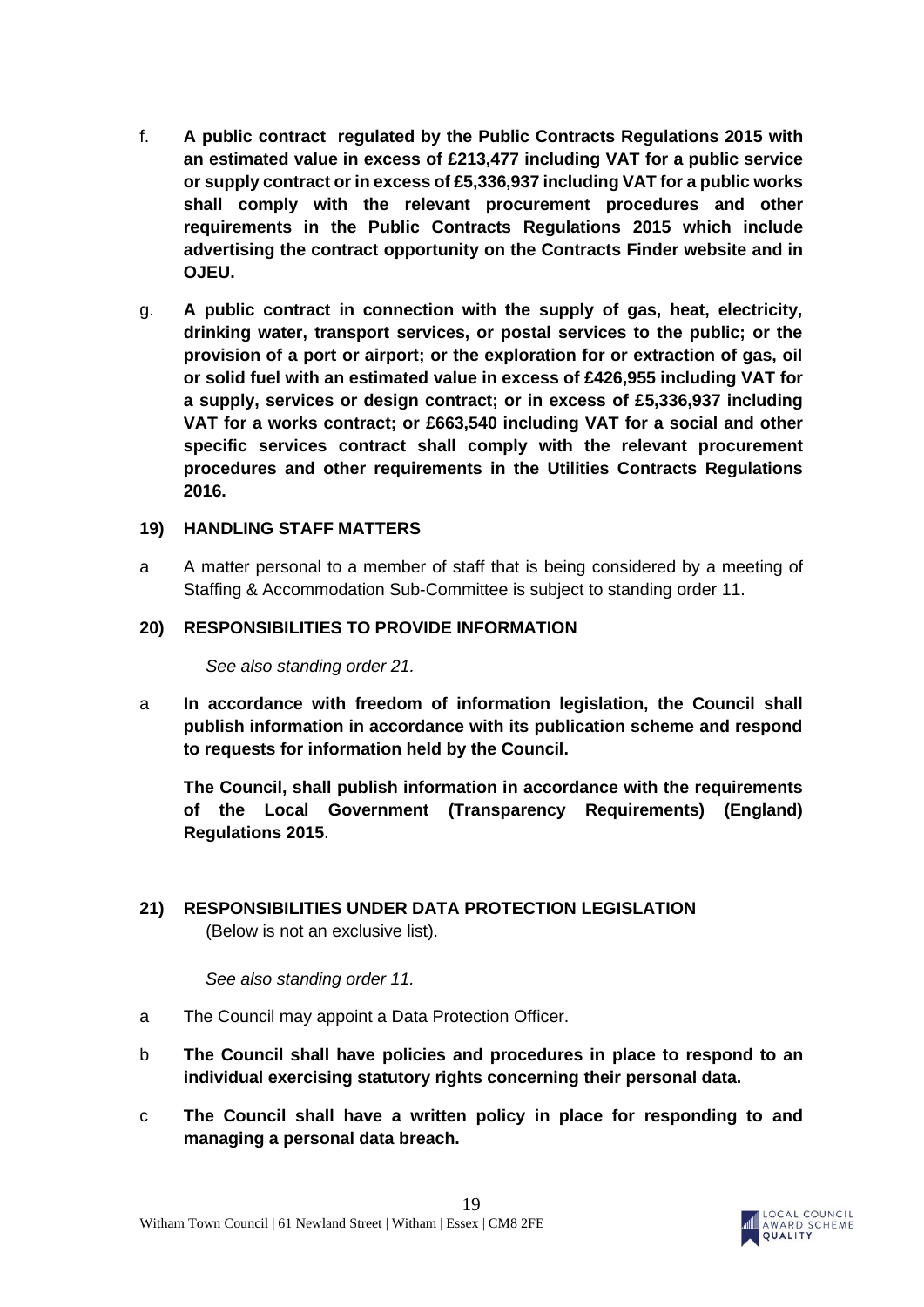f. **A public contract regulated by the Public Contracts Regulations 2015 with an estimated value in excess of £213,477 including VAT for a public service or supply contract or in excess of £5,336,937 including VAT for a public works shall comply with the relevant procurement procedures and other requirements in the Public Contracts Regulations 2015 which include advertising the contract opportunity on the Contracts Finder website and in OJEU.**

g. **A public contract in connection with the supply of gas, heat, electricity, drinking water, transport services, or postal services to the public; or the provision of a port or airport; or the exploration for or extraction of gas, oil or solid fuel with an estimated value in excess of £426,955 including VAT for a supply, services or design contract; or in excess of £5,336,937 including VAT for a works contract; or £663,540 including VAT for a social and other specific services contract shall comply with the relevant procurement procedures and other requirements in the Utilities Contracts Regulations 2016.**

## 19) HANDLING STAFF MATTERS

a A matter personal to a member of staff that is being considered by a meeting of Staffing & Accommodation Sub-Committee is subject to standing order 11.

## 20) RESPONSIBILITIES TO PROVIDE INFORMATION

*See also standing order 21.*

a **In accordance with freedom of information legislation, the Council shall publish information in accordance with its publication scheme and respond to requests for information held by the Council.**

**The Council, shall publish information in accordance with the requirements of the Local Government (Transparency Requirements) (England) Regulations 2015**.

## 21) RESPONSIBILITIES UNDER DATA PROTECTION LEGISLATION

(Below is not an exclusive list).

*See also standing order 11.*

a The Council may appoint a Data Protection Officer.

b **The Council shall have policies and procedures in place to respond to an individual exercising statutory rights concerning their personal data.**

c **The Council shall have a written policy in place for responding to and managing a personal data breach.**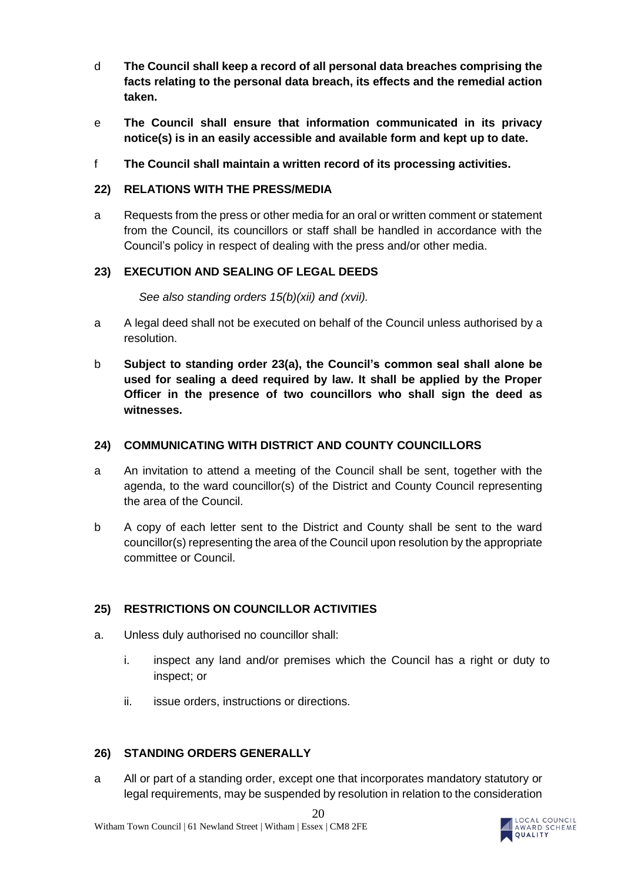d **The Council shall keep a record of all personal data breaches comprising the facts relating to the personal data breach, its effects and the remedial action taken.**

e **The Council shall ensure that information communicated in its privacy notice(s) is in an easily accessible and available form and kept up to date.**

f **The Council shall maintain a written record of its processing activities.**

## 22) RELATIONS WITH THE PRESS/MEDIA

a Requests from the press or other media for an oral or written comment or statement from the Council, its councillors or staff shall be handled in accordance with the Council's policy in respect of dealing with the press and/or other media.

## 23) EXECUTION AND SEALING OF LEGAL DEEDS

*See also standing orders 15(b)(xii) and (xvii).*

a A legal deed shall not be executed on behalf of the Council unless authorised by a resolution.

b **Subject to standing order 23(a), the Council's common seal shall alone be used for sealing a deed required by law. It shall be applied by the Proper Officer in the presence of two councillors who shall sign the deed as witnesses.**

## 24) COMMUNICATING WITH DISTRICT AND COUNTY COUNCILLORS

a An invitation to attend a meeting of the Council shall be sent, together with the agenda, to the ward councillor(s) of the District and County Council representing the area of the Council.

b A copy of each letter sent to the District and County shall be sent to the ward councillor(s) representing the area of the Council upon resolution by the appropriate committee or Council.

## 25) RESTRICTIONS ON COUNCILLOR ACTIVITIES

a. Unless duly authorised no councillor shall:

   i. inspect any land and/or premises which the Council has a right or duty to inspect; or

   ii. issue orders, instructions or directions.

## 26) STANDING ORDERS GENERALLY

a All or part of a standing order, except one that incorporates mandatory statutory or legal requirements, may be suspended by resolution in relation to the consideration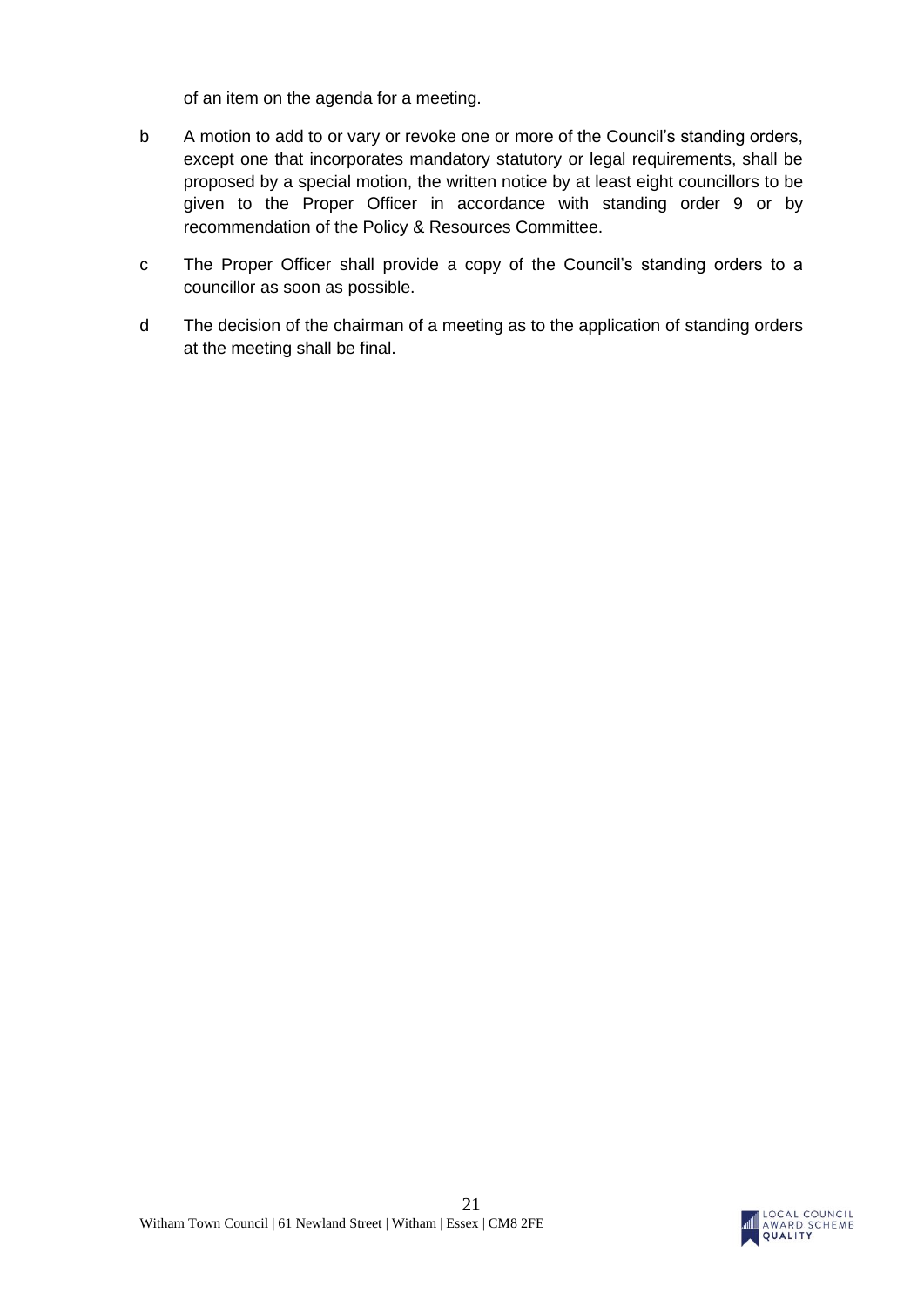of an item on the agenda for a meeting.

b A motion to add to or vary or revoke one or more of the Council's standing orders, except one that incorporates mandatory statutory or legal requirements, shall be proposed by a special motion, the written notice by at least eight councillors to be given to the Proper Officer in accordance with standing order 9 or by recommendation of the Policy & Resources Committee.

c The Proper Officer shall provide a copy of the Council's standing orders to a councillor as soon as possible.

d The decision of the chairman of a meeting as to the application of standing orders at the meeting shall be final.